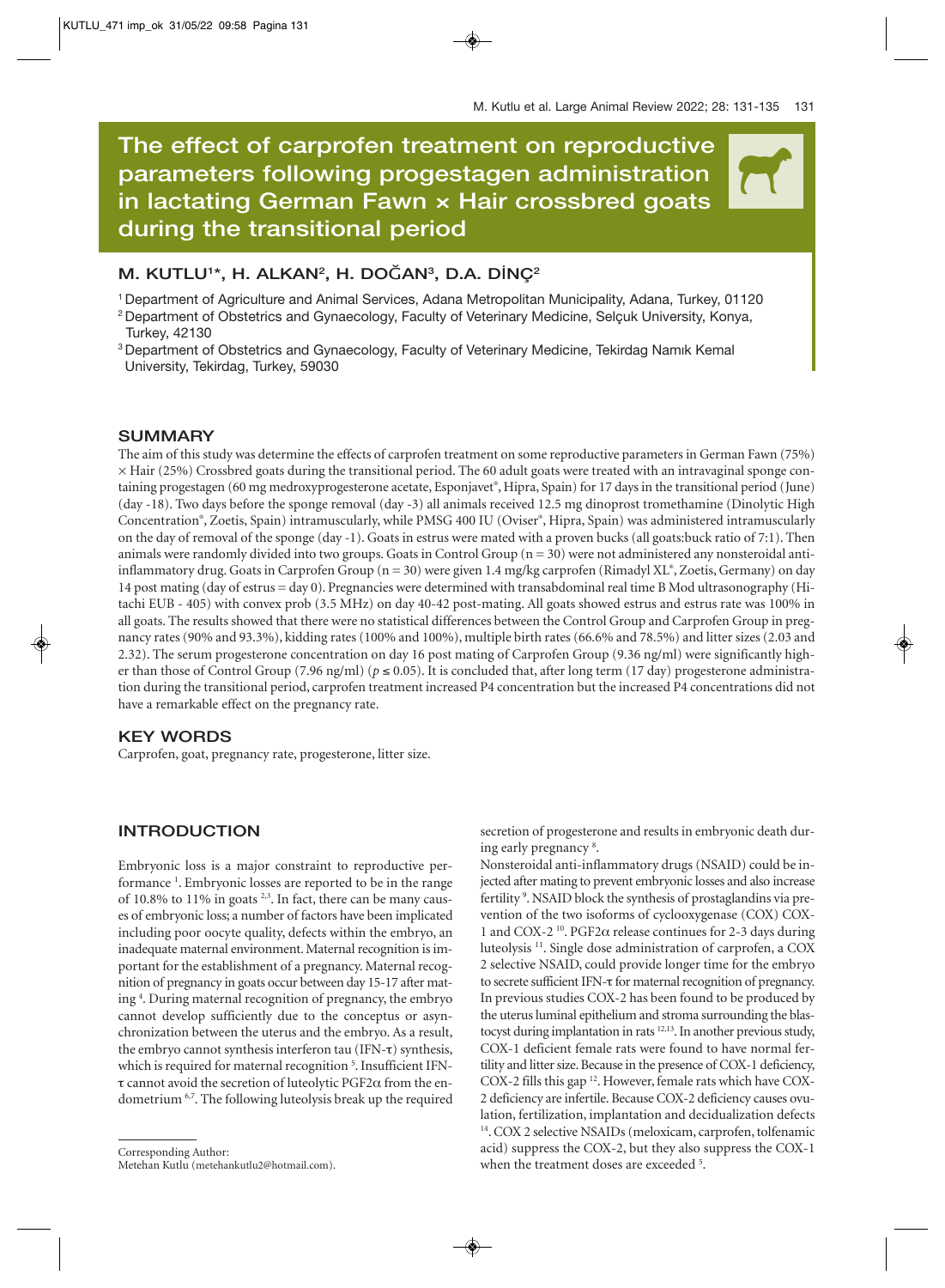# The effect of carprofen treatment on reproductive parameters following progestagen administration in lactating German Fawn × Hair crossbred goats during the transitional period

**M. KUTLU[1]*, H. ALKAN[2], H. DOĞAN[3], D.A. DİNÇ[2]**

[1] Department of Agriculture and Animal Services, Adana Metropolitan Municipality, Adana, Turkey, 01120

[2] Department of Obstetrics and Gynaecology, Faculty of Veterinary Medicine, Selçuk University, Konya, Turkey, 42130

[3] Department of Obstetrics and Gynaecology, Faculty of Veterinary Medicine, Tekirdag Namık Kemal University, Tekirdag, Turkey, 59030

## SUMMARY

The aim of this study was determine the effects of carprofen treatment on some reproductive parameters in German Fawn (75%) × Hair (25%) Crossbred goats during the transitional period. The 60 adult goats were treated with an intravaginal sponge containing progestagen (60 mg medroxyprogesterone acetate, Esponjavet®, Hipra, Spain) for 17 days in the transitional period (June) (day -18). Two days before the sponge removal (day -3) all animals received 12.5 mg dinoprost tromethamine (Dinolytic High Concentration®, Zoetis, Spain) intramuscularly, while PMSG 400 IU (Oviser®, Hipra, Spain) was administered intramuscularly on the day of removal of the sponge (day -1). Goats in estrus were mated with a proven bucks (all goats:buck ratio of 7:1). Then animals were randomly divided into two groups. Goats in Control Group (n = 30) were not administered any nonsteroidal anti-inflammatory drug. Goats in Carprofen Group (n = 30) were given 1.4 mg/kg carprofen (Rimadyl XL®, Zoetis, Germany) on day 14 post mating (day of estrus = day 0). Pregnancies were determined with transabdominal real time B Mod ultrasonography (Hitachi EUB - 405) with convex prob (3.5 MHz) on day 40-42 post-mating. All goats showed estrus and estrus rate was 100% in all goats. The results showed that there were no statistical differences between the Control Group and Carprofen Group in pregnancy rates (90% and 93.3%), kidding rates (100% and 100%), multiple birth rates (66.6% and 78.5%) and litter sizes (2.03 and 2.32). The serum progesterone concentration on day 16 post mating of Carprofen Group (9.36 ng/ml) were significantly higher than those of Control Group (7.96 ng/ml) ($p \leq 0.05$). It is concluded that, after long term (17 day) progesterone administration during the transitional period, carprofen treatment increased P4 concentration but the increased P4 concentrations did not have a remarkable effect on the pregnancy rate.

## KEY WORDS

Carprofen, goat, pregnancy rate, progesterone, litter size.

## INTRODUCTION

Embryonic loss is a major constraint to reproductive performance [1]. Embryonic losses are reported to be in the range of 10.8% to 11% in goats [2,3]. In fact, there can be many causes of embryonic loss; a number of factors have been implicated including poor oocyte quality, defects within the embryo, an inadequate maternal environment. Maternal recognition is important for the establishment of a pregnancy. Maternal recognition of pregnancy in goats occur between day 15-17 after mating [4]. During maternal recognition of pregnancy, the embryo cannot develop sufficiently due to the conceptus or asynchronization between the uterus and the embryo. As a result, the embryo cannot synthesis interferon tau (IFN-τ) synthesis, which is required for maternal recognition [5]. Insufficient IFN-τ cannot avoid the secretion of luteolytic PGF2α from the endometrium [6,7]. The following luteolysis break up the required secretion of progesterone and results in embryonic death during early pregnancy [8].

Nonsteroidal anti-inflammatory drugs (NSAID) could be injected after mating to prevent embryonic losses and also increase fertility [9]. NSAID block the synthesis of prostaglandins via prevention of the two isoforms of cyclooxygenase (COX) COX-1 and COX-2 [10]. PGF2α release continues for 2-3 days during luteolysis [11]. Single dose administration of carprofen, a COX 2 selective NSAID, could provide longer time for the embryo to secrete sufficient IFN-τ for maternal recognition of pregnancy. In previous studies COX-2 has been found to be produced by the uterus luminal epithelium and stroma surrounding the blastocyst during implantation in rats [12,13]. In another previous study, COX-1 deficient female rats were found to have normal fertility and litter size. Because in the presence of COX-1 deficiency, COX-2 fills this gap [12]. However, female rats which have COX-2 deficiency are infertile. Because COX-2 deficiency causes ovulation, fertilization, implantation and decidualization defects [14]. COX 2 selective NSAIDs (meloxicam, carprofen, tolfenamic acid) suppress the COX-2, but they also suppress the COX-1 when the treatment doses are exceeded [5].

Corresponding Author:
Metehan Kutlu (metehankutlu2@hotmail.com).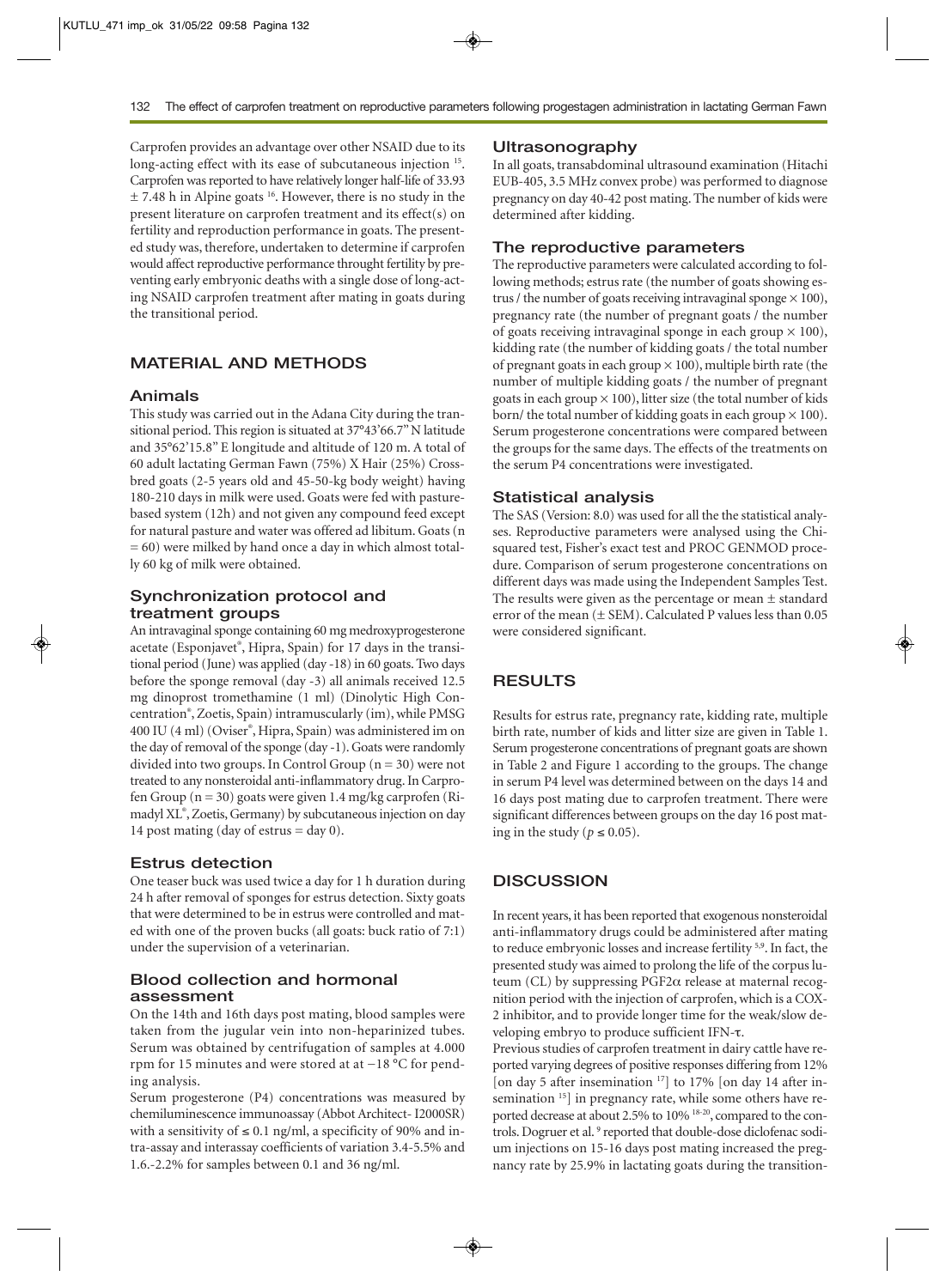Carprofen provides an advantage over other NSAID due to its long-acting effect with its ease of subcutaneous injection [15]. Carprofen was reported to have relatively longer half-life of 33.93 ± 7.48 h in Alpine goats [16]. However, there is no study in the present literature on carprofen treatment and its effect(s) on fertility and reproduction performance in goats. The presented study was, therefore, undertaken to determine if carprofen would affect reproductive performance throught fertility by preventing early embryonic deaths with a single dose of long-acting NSAID carprofen treatment after mating in goats during the transitional period.

## MATERIAL AND METHODS

### Animals

This study was carried out in the Adana City during the transitional period. This region is situated at 37°43'66.7" N latitude and 35°62'15.8" E longitude and altitude of 120 m. A total of 60 adult lactating German Fawn (75%) X Hair (25%) Crossbred goats (2-5 years old and 45-50-kg body weight) having 180-210 days in milk were used. Goats were fed with pasture-based system (12h) and not given any compound feed except for natural pasture and water was offered ad libitum. Goats (n = 60) were milked by hand once a day in which almost totally 60 kg of milk were obtained.

### Synchronization protocol and treatment groups

An intravaginal sponge containing 60 mg medroxyprogesterone acetate (Esponjavet®, Hipra, Spain) for 17 days in the transitional period (June) was applied (day -18) in 60 goats. Two days before the sponge removal (day -3) all animals received 12.5 mg dinoprost tromethamine (1 ml) (Dinolytic High Concentration®, Zoetis, Spain) intramuscularly (im), while PMSG 400 IU (4 ml) (Oviser®, Hipra, Spain) was administered im on the day of removal of the sponge (day -1). Goats were randomly divided into two groups. In Control Group (n = 30) were not treated to any nonsteroidal anti-inflammatory drug. In Carprofen Group (n = 30) goats were given 1.4 mg/kg carprofen (Rimadyl XL®, Zoetis, Germany) by subcutaneous injection on day 14 post mating (day of estrus = day 0).

### Estrus detection

One teaser buck was used twice a day for 1 h duration during 24 h after removal of sponges for estrus detection. Sixty goats that were determined to be in estrus were controlled and mated with one of the proven bucks (all goats: buck ratio of 7:1) under the supervision of a veterinarian.

### Blood collection and hormonal assessment

On the 14th and 16th days post mating, blood samples were taken from the jugular vein into non-heparinized tubes. Serum was obtained by centrifugation of samples at 4.000 rpm for 15 minutes and were stored at at −18 °C for pending analysis.

Serum progesterone (P4) concentrations was measured by chemiluminescence immunoassay (Abbot Architect- I2000SR) with a sensitivity of ≤ 0.1 ng/ml, a specificity of 90% and intra-assay and interassay coefficients of variation 3.4-5.5% and 1.6.-2.2% for samples between 0.1 and 36 ng/ml.

### Ultrasonography

In all goats, transabdominal ultrasound examination (Hitachi EUB-405, 3.5 MHz convex probe) was performed to diagnose pregnancy on day 40-42 post mating. The number of kids were determined after kidding.

### The reproductive parameters

The reproductive parameters were calculated according to following methods; estrus rate (the number of goats showing estrus / the number of goats receiving intravaginal sponge × 100), pregnancy rate (the number of pregnant goats / the number of goats receiving intravaginal sponge in each group × 100), kidding rate (the number of kidding goats / the total number of pregnant goats in each group × 100), multiple birth rate (the number of multiple kidding goats / the number of pregnant goats in each group × 100), litter size (the total number of kids born/ the total number of kidding goats in each group × 100). Serum progesterone concentrations were compared between the groups for the same days. The effects of the treatments on the serum P4 concentrations were investigated.

### Statistical analysis

The SAS (Version: 8.0) was used for all the the statistical analyses. Reproductive parameters were analysed using the Chi-squared test, Fisher's exact test and PROC GENMOD procedure. Comparison of serum progesterone concentrations on different days was made using the Independent Samples Test. The results were given as the percentage or mean ± standard error of the mean (± SEM). Calculated P values less than 0.05 were considered significant.

## RESULTS

Results for estrus rate, pregnancy rate, kidding rate, multiple birth rate, number of kids and litter size are given in Table 1. Serum progesterone concentrations of pregnant goats are shown in Table 2 and Figure 1 according to the groups. The change in serum P4 level was determined between on the days 14 and 16 days post mating due to carprofen treatment. There were significant differences between groups on the day 16 post mating in the study ($p \leq 0.05$).

## DISCUSSION

In recent years, it has been reported that exogenous nonsteroidal anti-inflammatory drugs could be administered after mating to reduce embryonic losses and increase fertility [5,9]. In fact, the presented study was aimed to prolong the life of the corpus luteum (CL) by suppressing PGF2α release at maternal recognition period with the injection of carprofen, which is a COX-2 inhibitor, and to provide longer time for the weak/slow developing embryo to produce sufficient IFN-τ.

Previous studies of carprofen treatment in dairy cattle have reported varying degrees of positive responses differing from 12% [on day 5 after insemination [17]] to 17% [on day 14 after insemination [15]] in pregnancy rate, while some others have reported decrease at about 2.5% to 10% [18-20], compared to the controls. Dogruer et al. [9] reported that double-dose diclofenac sodium injections on 15-16 days post mating increased the pregnancy rate by 25.9% in lactating goats during the transition-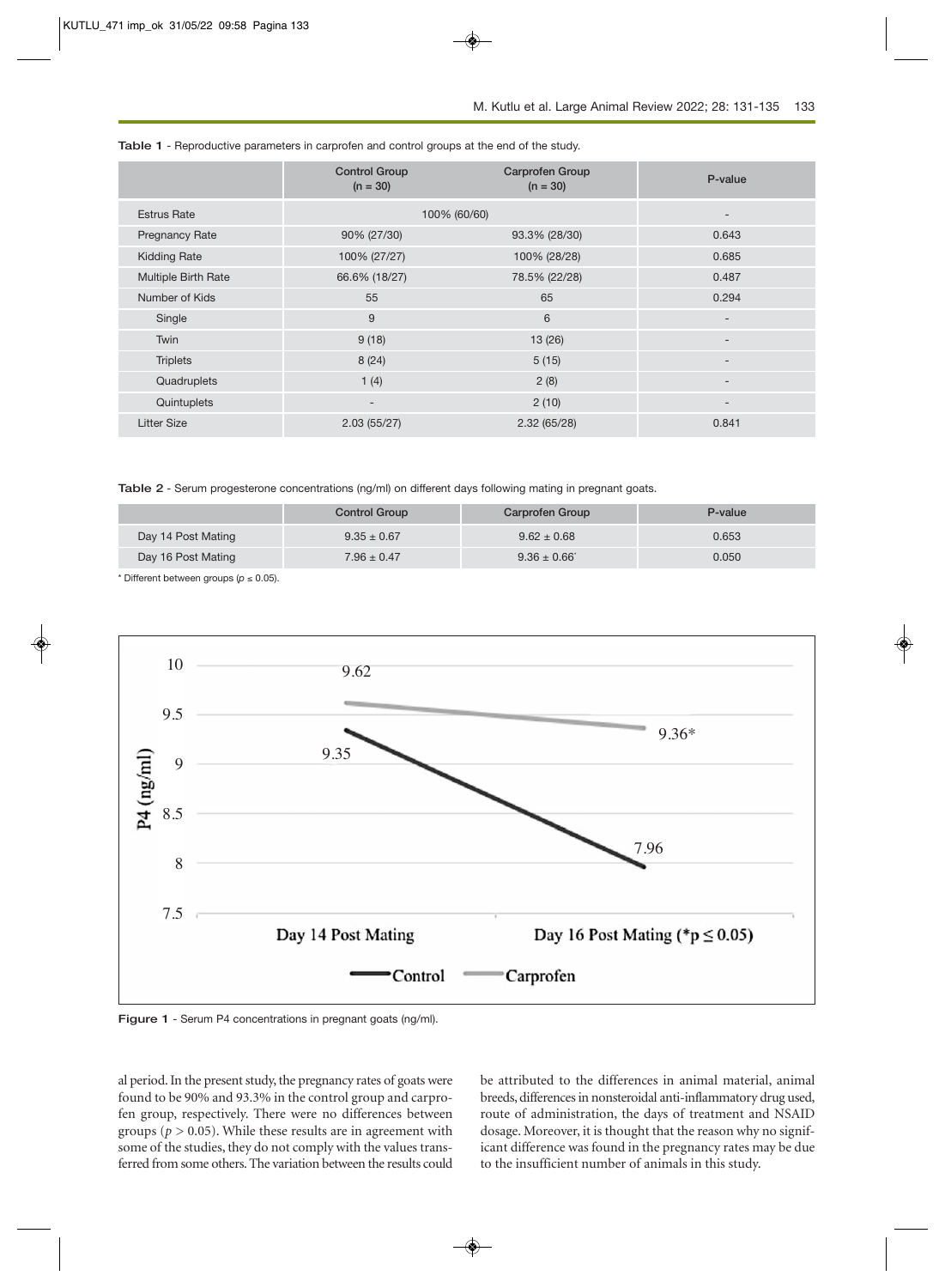**Table 1** - Reproductive parameters in carprofen and control groups at the end of the study.

| | Control Group (n = 30) | Carprofen Group (n = 30) | P-value |
|---|---|---|---|
| Estrus Rate | 100% (60/60) | | - |
| Pregnancy Rate | 90% (27/30) | 93.3% (28/30) | 0.643 |
| Kidding Rate | 100% (27/27) | 100% (28/28) | 0.685 |
| Multiple Birth Rate | 66.6% (18/27) | 78.5% (22/28) | 0.487 |
| Number of Kids | 55 | 65 | 0.294 |
| Single | 9 | 6 | - |
| Twin | 9 (18) | 13 (26) | - |
| Triplets | 8 (24) | 5 (15) | - |
| Quadruplets | 1 (4) | 2 (8) | - |
| Quintuplets | - | 2 (10) | - |
| Litter Size | 2.03 (55/27) | 2.32 (65/28) | 0.841 |

**Table 2** - Serum progesterone concentrations (ng/ml) on different days following mating in pregnant goats.

| | Control Group | Carprofen Group | P-value |
|---|---|---|---|
| Day 14 Post Mating | 9.35 ± 0.67 | 9.62 ± 0.68 | 0.653 |
| Day 16 Post Mating | 7.96 ± 0.47 | 9.36 ± 0.66* | 0.050 |

\* Different between groups ($p \leq 0.05$).

**Figure 1** - Serum P4 concentrations in pregnant goats (ng/ml).

al period. In the present study, the pregnancy rates of goats were found to be 90% and 93.3% in the control group and carprofen group, respectively. There were no differences between groups ($p > 0.05$). While these results are in agreement with some of the studies, they do not comply with the values transferred from some others. The variation between the results could be attributed to the differences in animal material, animal breeds, differences in nonsteroidal anti-inflammatory drug used, route of administration, the days of treatment and NSAID dosage. Moreover, it is thought that the reason why no significant difference was found in the pregnancy rates may be due to the insufficient number of animals in this study.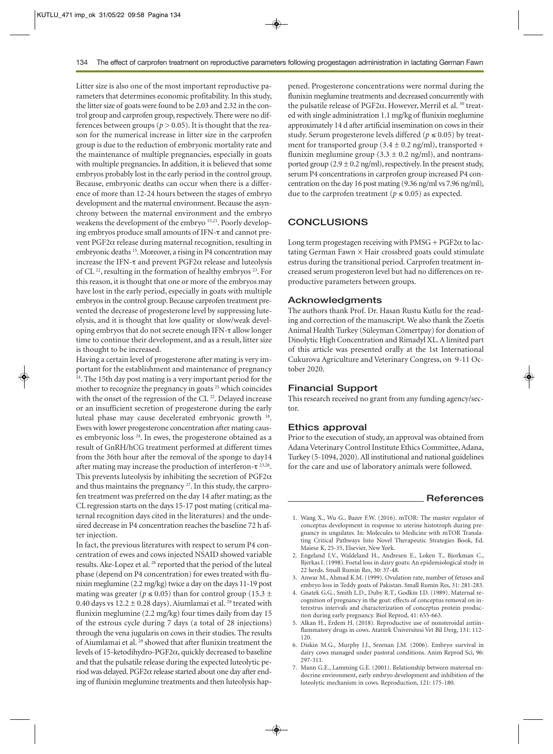Litter size is also one of the most important reproductive parameters that determines economic profitability. In this study, the litter size of goats were found to be 2.03 and 2.32 in the control group and carprofen group, respectively. There were no differences between groups ($p > 0.05$). It is thought that the reason for the numerical increase in litter size in the carprofen group is due to the reduction of embryonic mortality rate and the maintenance of multiple pregnancies, especially in goats with multiple pregnancies. In addition, it is believed that some embryos probably lost in the early period in the control group. Because, embryonic deaths can occur when there is a difference of more than 12-24 hours between the stages of embryo development and the maternal environment. Because the asynchrony between the maternal environment and the embryo weakens the development of the embryo [15,21]. Poorly developing embryos produce small amounts of IFN-τ and cannot prevent PGF2α release during maternal recognition, resulting in embryonic deaths [15]. Moreover, a rising in P4 concentration may increase the IFN-τ and prevent PGF2α release and luteolysis of CL [22], resulting in the formation of healthy embryos [23]. For this reason, it is thought that one or more of the embryos may have lost in the early period, especially in goats with multiple embryos in the control group. Because carprofen treatment prevented the decrease of progesterone level by suppressing luteolysis, and it is thought that low quality or slow/weak developing embryos that do not secrete enough IFN-τ allow longer time to continue their development, and as a result, litter size is thought to be increased.

Having a certain level of progesterone after mating is very important for the establishment and maintenance of pregnancy [24]. The 15th day post mating is a very important period for the mother to recognize the pregnancy in goats [25] which coincides with the onset of the regression of the CL [22]. Delayed increase or an insufficient secretion of progesterone during the early luteal phase may cause decelerated embryonic growth [18]. Ewes with lower progesterone concentration after mating causes embryonic loss [24]. In ewes, the progesterone obtained as a result of GnRH/hCG treatment performed at different times from the 36th hour after the removal of the sponge to day14 after mating may increase the production of interferon-τ [23,26]. This prevents luteolysis by inhibiting the secretion of PGF2α and thus maintains the pregnancy [27]. In this study, the carprofen treatment was preferred on the day 14 after mating; as the CL regression starts on the days 15-17 post mating (critical maternal recognition days cited in the literatures) and the undesired decrease in P4 concentration reaches the baseline 72 h after injection.

In fact, the previous literatures with respect to serum P4 concentration of ewes and cows injected NSAID showed variable results. Ake-Lopez et al. [28] reported that the period of the luteal phase (depend on P4 concentration) for ewes treated with flunixin meglumine (2.2 mg/kg) twice a day on the days 11-19 post mating was greater ($p \leq 0.05$) than for control group ($15.3 \pm 0.40$ days vs $12.2 \pm 0.28$ days). Aiumlamai et al. [29] treated with flunixin meglumine (2.2 mg/kg) four times daily from day 15 of the estrous cycle during 7 days (a total of 28 injections) through the vena jugularis on cows in their studies. The results of Aiumlamai et al. [29] showed that after flunixin treatment the levels of 15-ketodihydro-PGF2α, quickly decreased to baseline and that the pulsatile release during the expected luteolytic period was delayed. PGF2α release started about one day after ending of flunixin meglumine treatments and then luteolysis happened. Progesterone concentrations were normal during the flunixin meglumine treatments and decreased concurrently with the pulsatile release of PGF2α. However, Merril et al. [30] treated with single administration 1.1 mg/kg of flunixin meglumine approximately 14 d after artificial insemination on cows in their study. Serum progesterone levels differed ($p \leq 0.05$) by treatment for transported group ($3.4 \pm 0.2$ ng/ml), transported + flunixin meglumine group ($3.3 \pm 0.2$ ng/ml), and nontransported group ($2.9 \pm 0.2$ ng/ml), respectively. In the present study, serum P4 concentrations in carprofen group increased P4 concentration on the day 16 post mating (9.36 ng/ml vs 7.96 ng/ml), due to the carprofen treatment ($p \leq 0.05$) as expected.

## CONCLUSIONS

Long term progestagen receiving with PMSG + PGF2α to lactating German Fawn × Hair crossbred goats could stimulate estrus during the transitional period. Carprofen treatment increased serum progesteron level but had no differences on reproductive parameters between groups.

### Acknowledgments

The authors thank Prof. Dr. Hasan Rustu Kutlu for the reading and correction of the manuscript. We also thank the Zoetis Animal Health Turkey (Süleyman Cömertpay) for donation of Dinolytic High Concentration and Rimadyl XL. A limited part of this article was presented orally at the 1st International Cukurova Agriculture and Veterinary Congress, on 9-11 October 2020.

### Financial Support

This research received no grant from any funding agency/sector.

### Ethics approval

Prior to the execution of study, an approval was obtained from Adana Veterinary Control Institute Ethics Committee, Adana, Turkey (5-1094, 2020). All institutional and national guidelines for the care and use of laboratory animals were followed.

## References

1. Wang X., Wu G., Bazer F.W. (2016). mTOR: The master regulator of conceptus development in response to uterine histotroph during pregnancy in ungulates. In: Molecules to Medicine with mTOR Translating Critical Pathways Into Novel Therapeutic Strategies Book, Ed. Maiese K, 25-35, Elsevier, New York.
2. Engeland I.V., Waldeland H., Andresen E., Loken T., Bjorkman C., Bjerkas I. (1998). Foetal loss in dairy goats: An epidemiological study in 22 herds. Small Rumin Res, 30: 37-48.
3. Anwar M., Ahmad K.M. (1999). Ovulation rate, number of fetuses and embryo loss in Teddy goats of Pakistan. Small Rumin Res, 31: 281-283.
4. Gnatek G.G., Smith L.D., Duby R.T., Godkin J.D. (1989). Maternal recognition of pregnancy in the goat: effects of conceptus removal on interestrus intervals and characterization of conceptus protein production during early pregnancy. Biol Reprod, 41: 655-663.
5. Alkan H., Erdem H. (2018). Reproductive use of nonsteroidal antiinflammatory drugs in cows. Atatürk Üniversitesi Vet Bil Derg, 131: 112-120.
6. Diskin M.G., Murphy J.J., Sreenan J.M. (2006). Embryo survival in dairy cows managed under pastoral conditions. Anim Reprod Sci, 96: 297-311.
7. Mann G.E., Lamming G.E. (2001). Relationship between maternal endocrine environment, early embryo development and inhibition of the luteolytic mechanism in cows. Reproduction, 121: 175-180.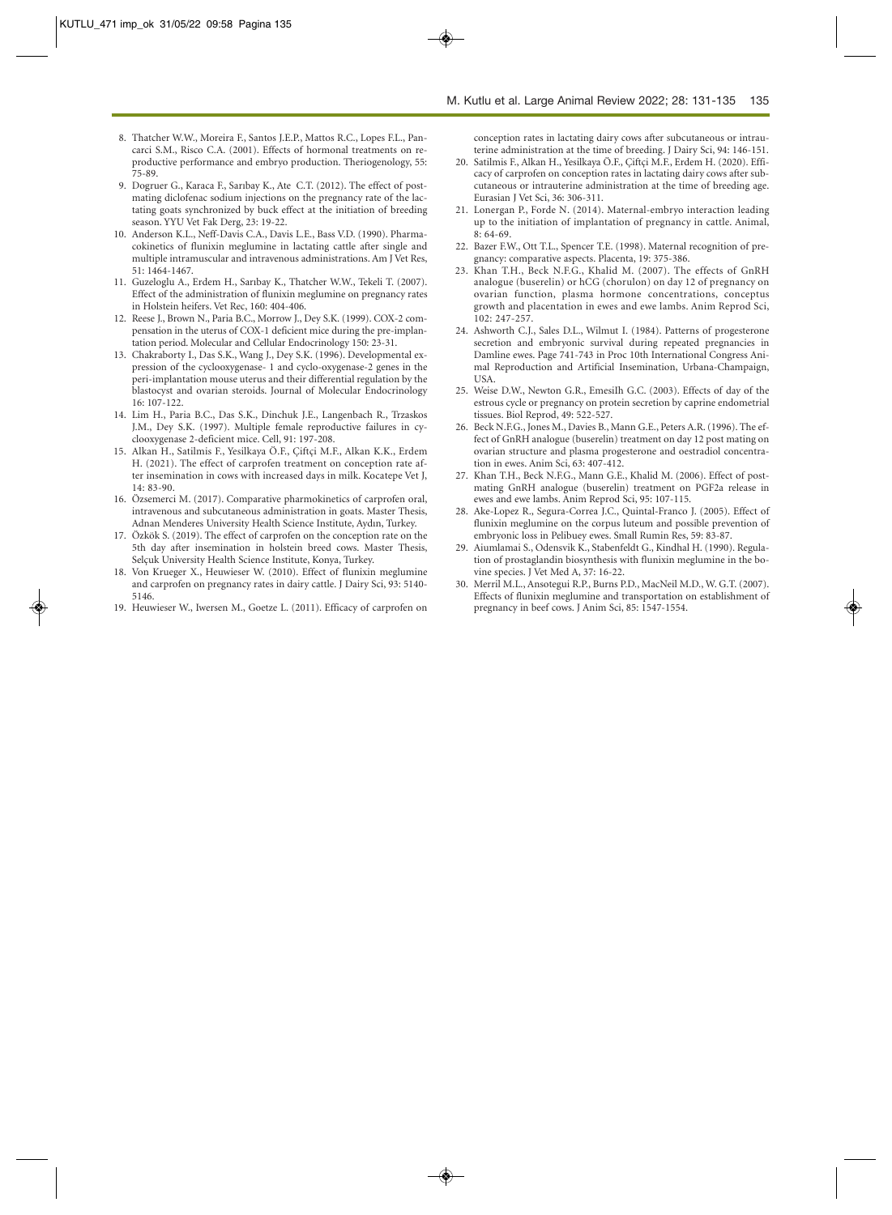8. Thatcher W.W., Moreira F., Santos J.E.P., Mattos R.C., Lopes F.L., Pancarci S.M., Risco C.A. (2001). Effects of hormonal treatments on reproductive performance and embryo production. Theriogenology, 55: 75-89.
9. Dogruer G., Karaca F., Sarıbay K., Ate C.T. (2012). The effect of postmating diclofenac sodium injections on the pregnancy rate of the lactating goats synchronized by buck effect at the initiation of breeding season. YYU Vet Fak Derg, 23: 19-22.
10. Anderson K.L., Neff-Davis C.A., Davis L.E., Bass V.D. (1990). Pharmacokinetics of flunixin meglumine in lactating cattle after single and multiple intramuscular and intravenous administrations. Am J Vet Res, 51: 1464-1467.
11. Guzeloglu A., Erdem H., Sarıbay K., Thatcher W.W., Tekeli T. (2007). Effect of the administration of flunixin meglumine on pregnancy rates in Holstein heifers. Vet Rec, 160: 404-406.
12. Reese J., Brown N., Paria B.C., Morrow J., Dey S.K. (1999). COX-2 compensation in the uterus of COX-1 deficient mice during the pre-implantation period. Molecular and Cellular Endocrinology 150: 23-31.
13. Chakraborty I., Das S.K., Wang J., Dey S.K. (1996). Developmental expression of the cyclooxygenase- 1 and cyclo-oxygenase-2 genes in the peri-implantation mouse uterus and their differential regulation by the blastocyst and ovarian steroids. Journal of Molecular Endocrinology 16: 107-122.
14. Lim H., Paria B.C., Das S.K., Dinchuk J.E., Langenbach R., Trzaskos J.M., Dey S.K. (1997). Multiple female reproductive failures in cyclooxygenase 2-deficient mice. Cell, 91: 197-208.
15. Alkan H., Satilmis F., Yesilkaya Ö.F., Çiftçi M.F., Alkan K.K., Erdem H. (2021). The effect of carprofen treatment on conception rate after insemination in cows with increased days in milk. Kocatepe Vet J, 14: 83-90.
16. Özsemerci M. (2017). Comparative pharmokinetics of carprofen oral, intravenous and subcutaneous administration in goats. Master Thesis, Adnan Menderes University Health Science Institute, Aydın, Turkey.
17. Özkök S. (2019). The effect of carprofen on the conception rate on the 5th day after insemination in holstein breed cows. Master Thesis, Selçuk University Health Science Institute, Konya, Turkey.
18. Von Krueger X., Heuwieser W. (2010). Effect of flunixin meglumine and carprofen on pregnancy rates in dairy cattle. J Dairy Sci, 93: 5140-5146.
19. Heuwieser W., Iwersen M., Goetze L. (2011). Efficacy of carprofen on conception rates in lactating dairy cows after subcutaneous or intrauterine administration at the time of breeding. J Dairy Sci, 94: 146-151.
20. Satilmis F., Alkan H., Yesilkaya Ö.F., Çiftçi M.F., Erdem H. (2020). Efficacy of carprofen on conception rates in lactating dairy cows after subcutaneous or intrauterine administration at the time of breeding age. Eurasian J Vet Sci, 36: 306-311.
21. Lonergan P., Forde N. (2014). Maternal-embryo interaction leading up to the initiation of implantation of pregnancy in cattle. Animal, 8: 64-69.
22. Bazer F.W., Ott T.L., Spencer T.E. (1998). Maternal recognition of pregnancy: comparative aspects. Placenta, 19: 375-386.
23. Khan T.H., Beck N.F.G., Khalid M. (2007). The effects of GnRH analogue (buserelin) or hCG (chorulon) on day 12 of pregnancy on ovarian function, plasma hormone concentrations, conceptus growth and placentation in ewes and ewe lambs. Anim Reprod Sci, 102: 247-257.
24. Ashworth C.J., Sales D.L., Wilmut I. (1984). Patterns of progesterone secretion and embryonic survival during repeated pregnancies in Damline ewes. Page 741-743 in Proc 10th International Congress Animal Reproduction and Artificial Insemination, Urbana-Champaign, USA.
25. Weise D.W., Newton G.R., EmesiIh G.C. (2003). Effects of day of the estrous cycle or pregnancy on protein secretion by caprine endometrial tissues. Biol Reprod, 49: 522-527.
26. Beck N.F.G., Jones M., Davies B., Mann G.E., Peters A.R. (1996). The effect of GnRH analogue (buserelin) treatment on day 12 post mating on ovarian structure and plasma progesterone and oestradiol concentration in ewes. Anim Sci, 63: 407-412.
27. Khan T.H., Beck N.F.G., Mann G.E., Khalid M. (2006). Effect of postmating GnRH analogue (buserelin) treatment on PGF2a release in ewes and ewe lambs. Anim Reprod Sci, 95: 107-115.
28. Ake-Lopez R., Segura-Correa J.C., Quintal-Franco J. (2005). Effect of flunixin meglumine on the corpus luteum and possible prevention of embryonic loss in Pelibuey ewes. Small Rumin Res, 59: 83-87.
29. Aiumlamai S., Odensvik K., Stabenfeldt G., Kindhal H. (1990). Regulation of prostaglandin biosynthesis with flunixin meglumine in the bovine species. J Vet Med A, 37: 16-22.
30. Merril M.L., Ansotegui R.P., Burns P.D., MacNeil M.D., W. G.T. (2007). Effects of flunixin meglumine and transportation on establishment of pregnancy in beef cows. J Anim Sci, 85: 1547-1554.